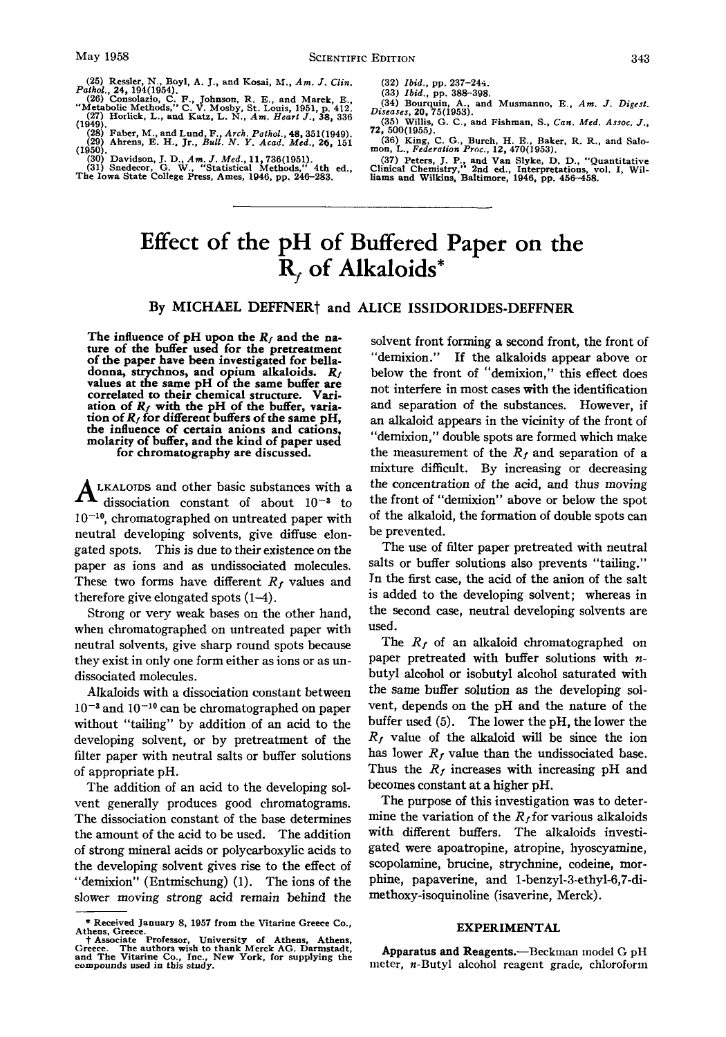(25) Ressler, N., Boyl, A. J., and Kosai, M., *Am. J. Clin. Pathol.*, **24**, 194(1954).
(26) Consolazio, C. F., Johnson, R. E., and Marek, E., "Metabolic Methods," C. V. Mosby, St. Louis, 1951, p. 412.
(27) Horlick, L., and Katz, L. N., *Am. Heart J.*, **38**, 336 (1949).
(28) Faber, M., and Lund, F., *Arch. Pathol.*, **48**, 351(1949).
(29) Ahrens, E. H., Jr., *Bull. N. Y. Acad. Med.*, **26**, 151 (1950).
(30) Davidson, J. D., *Am. J. Med.*, **11**, 736(1951).
(31) Snedecor, G. W., "Statistical Methods," 4th ed., The Iowa State College Press, Ames, 1946, pp. 246–283.
(32) *Ibid.*, pp. 237–244.
(33) *Ibid.*, pp. 388–398.
(34) Bourquin, A., and Musmanno, E., *Am. J. Digest. Diseases*, **20**, 75(1953).
(35) Willis, G. C., and Fishman, S., *Can. Med. Assoc. J.*, **72**, 500(1955).
(36) King, C. G., Burch, H. E., Baker, R. R., and Salomon, L., *Federation Proc.*, **12**, 470(1953).
(37) Peters, J. P., and Van Slyke, D. D., "Quantitative Clinical Chemistry," 2nd ed., Interpretations, vol. I, Williams and Wilkins, Baltimore, 1946, pp. 456–458.

---

# Effect of the pH of Buffered Paper on the $R_f$ of Alkaloids*

**By MICHAEL DEFFNER† and ALICE ISSIDORIDES-DEFFNER**

**The influence of pH upon the $R_f$ and the nature of the buffer used for the pretreatment of the paper have been investigated for belladonna, strychnos, and opium alkaloids. $R_f$ values at the same pH of the same buffer are correlated to their chemical structure. Variation of $R_f$ with the pH of the buffer, variation of $R_f$ for different buffers of the same pH, the influence of certain anions and cations, molarity of buffer, and the kind of paper used for chromatography are discussed.**

Alkaloids and other basic substances with a dissociation constant of about $10^{-3}$ to $10^{-10}$, chromatographed on untreated paper with neutral developing solvents, give diffuse elongated spots. This is due to their existence on the paper as ions and as undissociated molecules. These two forms have different $R_f$ values and therefore give elongated spots (1–4).

Strong or very weak bases on the other hand, when chromatographed on untreated paper with neutral solvents, give sharp round spots because they exist in only one form either as ions or as undissociated molecules.

Alkaloids with a dissociation constant between $10^{-3}$ and $10^{-10}$ can be chromatographed on paper without "tailing" by addition of an acid to the developing solvent, or by pretreatment of the filter paper with neutral salts or buffer solutions of appropriate pH.

The addition of an acid to the developing solvent generally produces good chromatograms. The dissociation constant of the base determines the amount of the acid to be used. The addition of strong mineral acids or polycarboxylic acids to the developing solvent gives rise to the effect of "demixion" (Entmischung) (1). The ions of the slower moving strong acid remain behind the solvent front forming a second front, the front of "demixion." If the alkaloids appear above or below the front of "demixion," this effect does not interfere in most cases with the identification and separation of the substances. However, if an alkaloid appears in the vicinity of the front of "demixion," double spots are formed which make the measurement of the $R_f$ and separation of a mixture difficult. By increasing or decreasing the concentration of the acid, and thus moving the front of "demixion" above or below the spot of the alkaloid, the formation of double spots can be prevented.

The use of filter paper pretreated with neutral salts or buffer solutions also prevents "tailing." In the first case, the acid of the anion of the salt is added to the developing solvent; whereas in the second case, neutral developing solvents are used.

The $R_f$ of an alkaloid chromatographed on paper pretreated with buffer solutions with *n*-butyl alcohol or isobutyl alcohol saturated with the same buffer solution as the developing solvent, depends on the pH and the nature of the buffer used (5). The lower the pH, the lower the $R_f$ value of the alkaloid will be since the ion has lower $R_f$ value than the undissociated base. Thus the $R_f$ increases with increasing pH and becomes constant at a higher pH.

The purpose of this investigation was to determine the variation of the $R_f$ for various alkaloids with different buffers. The alkaloids investigated were apoatropine, atropine, hyoscyamine, scopolamine, brucine, strychnine, codeine, morphine, papaverine, and 1-benzyl-3-ethyl-6,7-dimethoxy-isoquinoline (isaverine, Merck).

## EXPERIMENTAL

**Apparatus and Reagents.**—Beckman model G pH meter, *n*-Butyl alcohol reagent grade, chloroform

---

\* Received January 8, 1957 from the Vitarine Greece Co., Athens, Greece.

† Associate Professor, University of Athens, Athens, Greece. The authors wish to thank Merck AG. Darmstadt, and The Vitarine Co., Inc., New York, for supplying the compounds used in this study.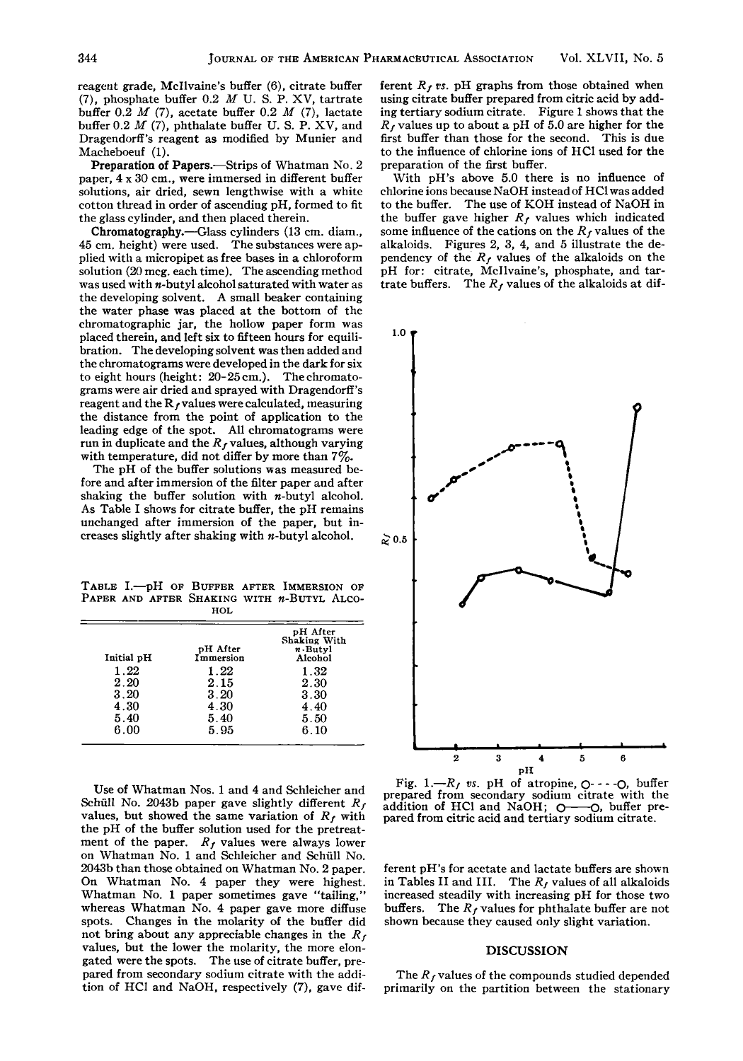reagent grade, McIlvaine's buffer (6), citrate buffer (7), phosphate buffer 0.2 *M* U. S. P. XV, tartrate buffer 0.2 *M* (7), acetate buffer 0.2 *M* (7), lactate buffer 0.2 *M* (7), phthalate buffer U. S. P. XV, and Dragendorff's reagent as modified by Munier and Macheboeuf (1).

**Preparation of Papers.**—Strips of Whatman No. 2 paper, 4 x 30 cm., were immersed in different buffer solutions, air dried, sewn lengthwise with a white cotton thread in order of ascending pH, formed to fit the glass cylinder, and then placed therein.

**Chromatography.**—Glass cylinders (13 cm. diam., 45 cm. height) were used. The substances were applied with a micropipet as free bases in a chloroform solution (20 mcg. each time). The ascending method was used with *n*-butyl alcohol saturated with water as the developing solvent. A small beaker containing the water phase was placed at the bottom of the chromatographic jar, the hollow paper form was placed therein, and left six to fifteen hours for equilibration. The developing solvent was then added and the chromatograms were developed in the dark for six to eight hours (height: 20–25 cm.). The chromatograms were air dried and sprayed with Dragendorff's reagent and the $R_f$ values were calculated, measuring the distance from the point of application to the leading edge of the spot. All chromatograms were run in duplicate and the $R_f$ values, although varying with temperature, did not differ by more than 7%.

The pH of the buffer solutions was measured before and after immersion of the filter paper and after shaking the buffer solution with *n*-butyl alcohol. As Table I shows for citrate buffer, the pH remains unchanged after immersion of the paper, but increases slightly after shaking with *n*-butyl alcohol.

Table I.—pH of Buffer after Immersion of Paper and after Shaking with *n*-Butyl Alcohol

| Initial pH | pH After Immersion | pH After Shaking With *n*-Butyl Alcohol |
|---|---|---|
| 1.22 | 1.22 | 1.32 |
| 2.20 | 2.15 | 2.30 |
| 3.20 | 3.20 | 3.30 |
| 4.30 | 4.30 | 4.40 |
| 5.40 | 5.40 | 5.50 |
| 6.00 | 5.95 | 6.10 |

Use of Whatman Nos. 1 and 4 and Schleicher and Schüll No. 2043b paper gave slightly different $R_f$ values, but showed the same variation of $R_f$ with the pH of the buffer solution used for the pretreatment of the paper. $R_f$ values were always lower on Whatman No. 1 and Schleicher and Schüll No. 2043b than those obtained on Whatman No. 2 paper. On Whatman No. 4 paper they were highest. Whatman No. 1 paper sometimes gave "tailing," whereas Whatman No. 4 paper gave more diffuse spots. Changes in the molarity of the buffer did not bring about any appreciable changes in the $R_f$ values, but the lower the molarity, the more elongated were the spots. The use of citrate buffer, prepared from secondary sodium citrate with the addition of HCl and NaOH, respectively (7), gave different $R_f$ *vs.* pH graphs from those obtained when using citrate buffer prepared from citric acid by adding tertiary sodium citrate. Figure 1 shows that the $R_f$ values up to about a pH of 5.0 are higher for the first buffer than those for the second. This is due to the influence of chlorine ions of HCl used for the preparation of the first buffer.

With pH's above 5.0 there is no influence of chlorine ions because NaOH instead of HCl was added to the buffer. The use of KOH instead of NaOH in the buffer gave higher $R_f$ values which indicated some influence of the cations on the $R_f$ values of the alkaloids. Figures 2, 3, 4, and 5 illustrate the dependency of the $R_f$ values of the alkaloids on the pH for: citrate, McIlvaine's, phosphate, and tartrate buffers. The $R_f$ values of the alkaloids at different pH's for acetate and lactate buffers are shown in Tables II and III. The $R_f$ values of all alkaloids increased steadily with increasing pH for those two buffers. The $R_f$ values for phthalate buffer are not shown because they caused only slight variation.

Fig. 1.—$R_f$ *vs.* pH of atropine, O- - -O, buffer prepared from secondary sodium citrate with the addition of HCl and NaOH; O——O, buffer prepared from citric acid and tertiary sodium citrate.

## DISCUSSION

The $R_f$ values of the compounds studied depended primarily on the partition between the stationary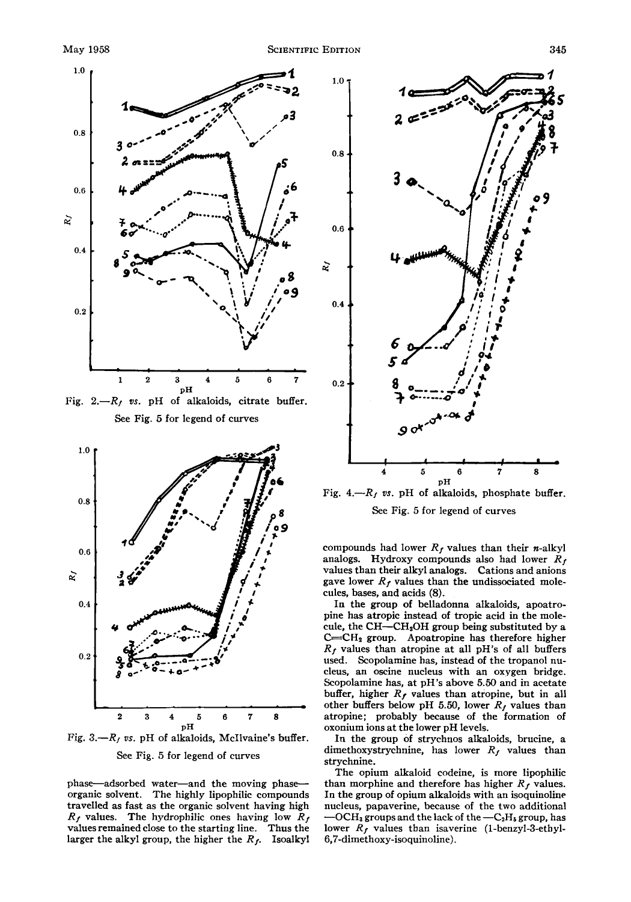Fig. 2.—$R_f$ vs. pH of alkaloids, citrate buffer. See Fig. 5 for legend of curves

Fig. 3.—$R_f$ vs. pH of alkaloids, McIlvaine's buffer. See Fig. 5 for legend of curves

Fig. 4.—$R_f$ vs. pH of alkaloids, phosphate buffer. See Fig. 5 for legend of curves

phase—adsorbed water—and the moving phase—organic solvent. The highly lipophilic compounds travelled as fast as the organic solvent having high $R_f$ values. The hydrophilic ones having low $R_f$ values remained close to the starting line. Thus the larger the alkyl group, the higher the $R_f$. Isoalkyl compounds had lower $R_f$ values than their *n*-alkyl analogs. Hydroxy compounds also had lower $R_f$ values than their alkyl analogs. Cations and anions gave lower $R_f$ values than the undissociated molecules, bases, and acids (8).

In the group of belladonna alkaloids, apoatropine has atropic instead of tropic acid in the molecule, the CH—$CH_2$OH group being substituted by a C=$CH_2$ group. Apoatropine has therefore higher $R_f$ values than atropine at all pH's of all buffers used. Scopolamine has, instead of the tropanol nucleus, an oscine nucleus with an oxygen bridge. Scopolamine has, at pH's above 5.50 and in acetate buffer, higher $R_f$ values than atropine, but in all other buffers below pH 5.50, lower $R_f$ values than atropine; probably because of the formation of oxonium ions at the lower pH levels.

In the group of strychnos alkaloids, brucine, a dimethoxystrychnine, has lower $R_f$ values than strychnine.

The opium alkaloid codeine, is more lipophilic than morphine and therefore has higher $R_f$ values. In the group of opium alkaloids with an isoquinoline nucleus, papaverine, because of the two additional —$OCH_3$ groups and the lack of the —$C_2H_5$ group, has lower $R_f$ values than isaverine (1-benzyl-3-ethyl-6,7-dimethoxy-isoquinoline).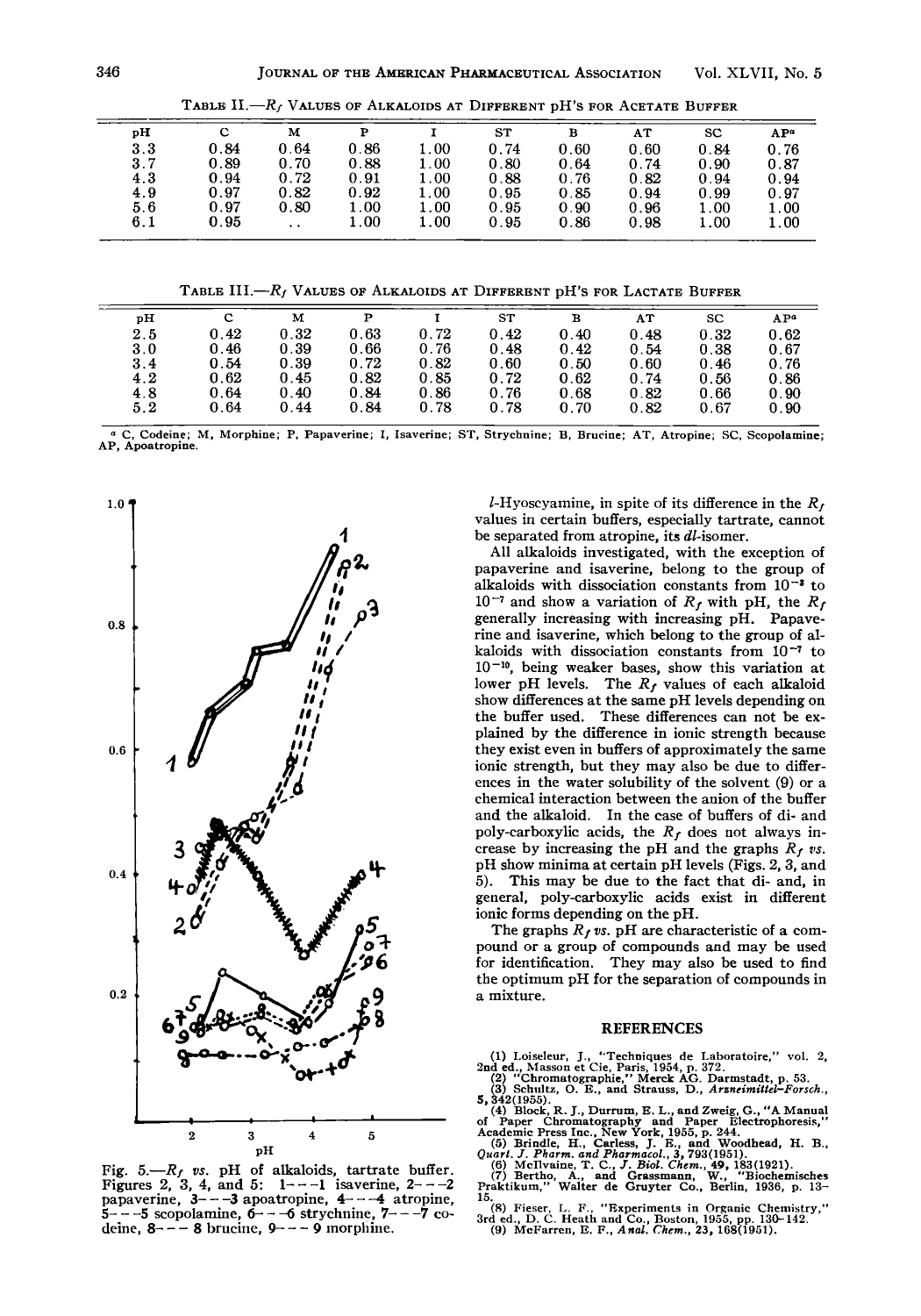Table II.—$R_f$ Values of Alkaloids at Different pH's for Acetate Buffer

| pH | C | M | P | I | ST | B | AT | SC | AP[a] |
|---|---|---|---|---|---|---|---|---|---|
| 3.3 | 0.84 | 0.64 | 0.86 | 1.00 | 0.74 | 0.60 | 0.60 | 0.84 | 0.76 |
| 3.7 | 0.89 | 0.70 | 0.88 | 1.00 | 0.80 | 0.64 | 0.74 | 0.90 | 0.87 |
| 4.3 | 0.94 | 0.72 | 0.91 | 1.00 | 0.88 | 0.76 | 0.82 | 0.94 | 0.94 |
| 4.9 | 0.97 | 0.82 | 0.92 | 1.00 | 0.95 | 0.85 | 0.94 | 0.99 | 0.97 |
| 5.6 | 0.97 | 0.80 | 1.00 | 1.00 | 0.95 | 0.90 | 0.96 | 1.00 | 1.00 |
| 6.1 | 0.95 | .. | 1.00 | 1.00 | 0.95 | 0.86 | 0.98 | 1.00 | 1.00 |

Table III.—$R_f$ Values of Alkaloids at Different pH's for Lactate Buffer

| pH | C | M | P | I | ST | B | AT | SC | AP[a] |
|---|---|---|---|---|---|---|---|---|---|
| 2.5 | 0.42 | 0.32 | 0.63 | 0.72 | 0.42 | 0.40 | 0.48 | 0.32 | 0.62 |
| 3.0 | 0.46 | 0.39 | 0.66 | 0.76 | 0.48 | 0.42 | 0.54 | 0.38 | 0.67 |
| 3.4 | 0.54 | 0.39 | 0.72 | 0.82 | 0.60 | 0.50 | 0.60 | 0.46 | 0.76 |
| 4.2 | 0.62 | 0.45 | 0.82 | 0.85 | 0.72 | 0.62 | 0.74 | 0.56 | 0.86 |
| 4.8 | 0.64 | 0.40 | 0.84 | 0.86 | 0.76 | 0.68 | 0.82 | 0.66 | 0.90 |
| 5.2 | 0.64 | 0.44 | 0.84 | 0.78 | 0.78 | 0.70 | 0.82 | 0.67 | 0.90 |

[a] C, Codeine; M, Morphine; P, Papaverine; I, Isaverine; ST, Strychnine; B, Brucine; AT, Atropine; SC, Scopolamine; AP, Apoatropine.

1.0
0.8
0.6
0.4
0.2
2
3
4
5
pH

Fig. 5.—$R_f$ vs. pH of alkaloids, tartrate buffer. Figures 2, 3, 4, and 5: 1---1 isaverine, 2---2 papaverine, 3---3 apoatropine, 4---4 atropine, 5---5 scopolamine, 6---6 strychnine, 7---7 codeine, 8--- 8 brucine, 9--- 9 morphine.

*l*-Hyoscyamine, in spite of its difference in the $R_f$ values in certain buffers, especially tartrate, cannot be separated from atropine, its *dl*-isomer.

All alkaloids investigated, with the exception of papaverine and isaverine, belong to the group of alkaloids with dissociation constants from $10^{-8}$ to $10^{-7}$ and show a variation of $R_f$ with pH, the $R_f$ generally increasing with increasing pH. Papaverine and isaverine, which belong to the group of alkaloids with dissociation constants from $10^{-7}$ to $10^{-10}$, being weaker bases, show this variation at lower pH levels. The $R_f$ values of each alkaloid show differences at the same pH levels depending on the buffer used. These differences can not be explained by the difference in ionic strength because they exist even in buffers of approximately the same ionic strength, but they may also be due to differences in the water solubility of the solvent (9) or a chemical interaction between the anion of the buffer and the alkaloid. In the case of buffers of di- and poly-carboxylic acids, the $R_f$ does not always increase by increasing the pH and the graphs $R_f$ vs. pH show minima at certain pH levels (Figs. 2, 3, and 5). This may be due to the fact that di- and, in general, poly-carboxylic acids exist in different ionic forms depending on the pH.

The graphs $R_f$ vs. pH are characteristic of a compound or a group of compounds and may be used for identification. They may also be used to find the optimum pH for the separation of compounds in a mixture.

## REFERENCES

(1) Loiseleur, J., "Techniques de Laboratoire," vol. 2, 2nd ed., Masson et Cie, Paris, 1954, p. 372.
(2) "Chromatographie," Merck AG. Darmstadt, p. 53.
(3) Schultz, O. E., and Strauss, D., *Arzneimittel-Forsch.*, **5**, 342(1955).
(4) Block, R. J., Durrum, E. L., and Zweig, G., "A Manual of Paper Chromatography and Paper Electrophoresis," Academic Press Inc., New York, 1955, p. 244.
(5) Brindle, H., Carless, J. E., and Woodhead, H. B., *Quart. J. Pharm. and Pharmacol.*, **3**, 793(1951).
(6) McIlvaine, T. C., *J. Biol. Chem.*, **49**, 183(1921).
(7) Bertho, A., and Grassmann, W., "Biochemisches Praktikum," Walter de Gruyter Co., Berlin, 1936, p. 13–15.
(8) Fieser, L. F., "Experiments in Organic Chemistry," 3rd ed., D. C. Heath and Co., Boston, 1955, pp. 130–142.
(9) McFarren, E. F., *Anal. Chem.*, **23**, 168(1951).